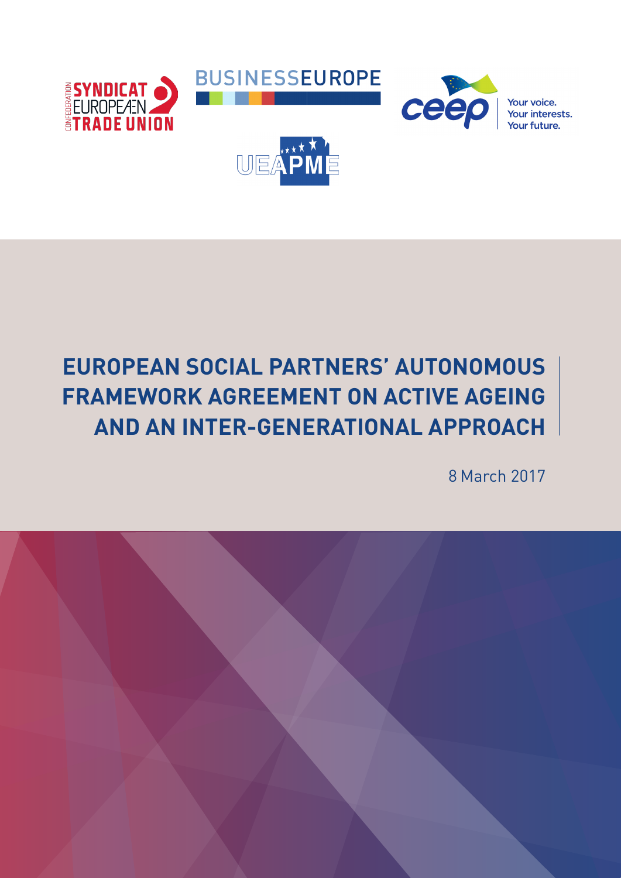# EUROPEAN SOCIAL PARTNERS' AUTONOMOUS FRAMEWORK AGREEMENT ON ACTIVE AGEING AND AN INTER-GENERATIONAL APPROACH

8 March 2017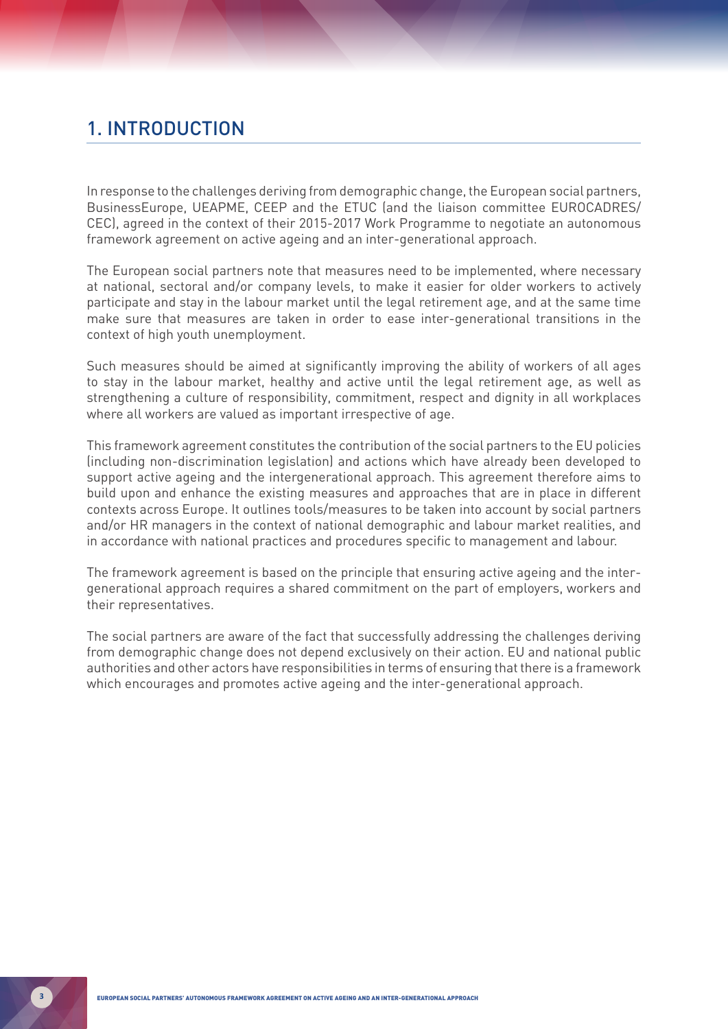## 1. INTRODUCTION

In response to the challenges deriving from demographic change, the European social partners, BusinessEurope, UEAPME, CEEP and the ETUC (and the liaison committee EUROCADRES/CEC), agreed in the context of their 2015-2017 Work Programme to negotiate an autonomous framework agreement on active ageing and an inter-generational approach.

The European social partners note that measures need to be implemented, where necessary at national, sectoral and/or company levels, to make it easier for older workers to actively participate and stay in the labour market until the legal retirement age, and at the same time make sure that measures are taken in order to ease inter-generational transitions in the context of high youth unemployment.

Such measures should be aimed at significantly improving the ability of workers of all ages to stay in the labour market, healthy and active until the legal retirement age, as well as strengthening a culture of responsibility, commitment, respect and dignity in all workplaces where all workers are valued as important irrespective of age.

This framework agreement constitutes the contribution of the social partners to the EU policies (including non-discrimination legislation) and actions which have already been developed to support active ageing and the intergenerational approach. This agreement therefore aims to build upon and enhance the existing measures and approaches that are in place in different contexts across Europe. It outlines tools/measures to be taken into account by social partners and/or HR managers in the context of national demographic and labour market realities, and in accordance with national practices and procedures specific to management and labour.

The framework agreement is based on the principle that ensuring active ageing and the inter-generational approach requires a shared commitment on the part of employers, workers and their representatives.

The social partners are aware of the fact that successfully addressing the challenges deriving from demographic change does not depend exclusively on their action. EU and national public authorities and other actors have responsibilities in terms of ensuring that there is a framework which encourages and promotes active ageing and the inter-generational approach.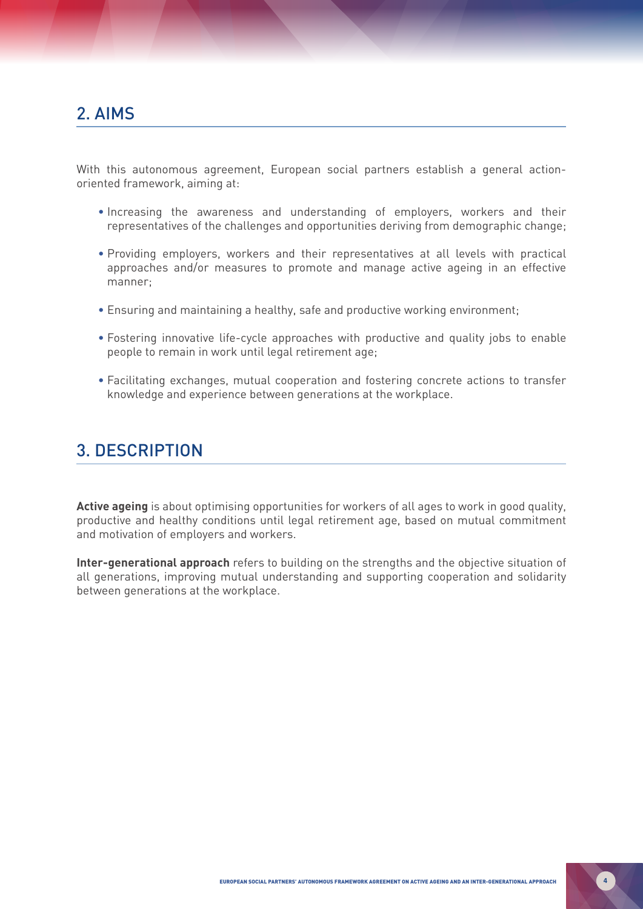## 2. AIMS

With this autonomous agreement, European social partners establish a general action-oriented framework, aiming at:

- Increasing the awareness and understanding of employers, workers and their representatives of the challenges and opportunities deriving from demographic change;
- Providing employers, workers and their representatives at all levels with practical approaches and/or measures to promote and manage active ageing in an effective manner;
- Ensuring and maintaining a healthy, safe and productive working environment;
- Fostering innovative life-cycle approaches with productive and quality jobs to enable people to remain in work until legal retirement age;
- Facilitating exchanges, mutual cooperation and fostering concrete actions to transfer knowledge and experience between generations at the workplace.

## 3. DESCRIPTION

**Active ageing** is about optimising opportunities for workers of all ages to work in good quality, productive and healthy conditions until legal retirement age, based on mutual commitment and motivation of employers and workers.

**Inter-generational approach** refers to building on the strengths and the objective situation of all generations, improving mutual understanding and supporting cooperation and solidarity between generations at the workplace.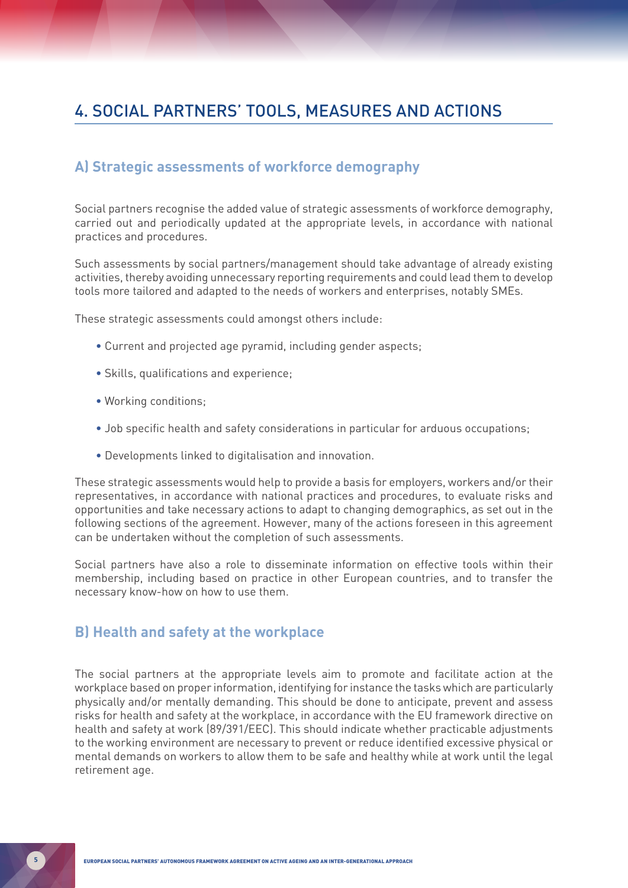## 4. SOCIAL PARTNERS' TOOLS, MEASURES AND ACTIONS

### A) Strategic assessments of workforce demography

Social partners recognise the added value of strategic assessments of workforce demography, carried out and periodically updated at the appropriate levels, in accordance with national practices and procedures.

Such assessments by social partners/management should take advantage of already existing activities, thereby avoiding unnecessary reporting requirements and could lead them to develop tools more tailored and adapted to the needs of workers and enterprises, notably SMEs.

These strategic assessments could amongst others include:

- Current and projected age pyramid, including gender aspects;
- Skills, qualifications and experience;
- Working conditions;
- Job specific health and safety considerations in particular for arduous occupations;
- Developments linked to digitalisation and innovation.

These strategic assessments would help to provide a basis for employers, workers and/or their representatives, in accordance with national practices and procedures, to evaluate risks and opportunities and take necessary actions to adapt to changing demographics, as set out in the following sections of the agreement. However, many of the actions foreseen in this agreement can be undertaken without the completion of such assessments.

Social partners have also a role to disseminate information on effective tools within their membership, including based on practice in other European countries, and to transfer the necessary know-how on how to use them.

### B) Health and safety at the workplace

The social partners at the appropriate levels aim to promote and facilitate action at the workplace based on proper information, identifying for instance the tasks which are particularly physically and/or mentally demanding. This should be done to anticipate, prevent and assess risks for health and safety at the workplace, in accordance with the EU framework directive on health and safety at work (89/391/EEC). This should indicate whether practicable adjustments to the working environment are necessary to prevent or reduce identified excessive physical or mental demands on workers to allow them to be safe and healthy while at work until the legal retirement age.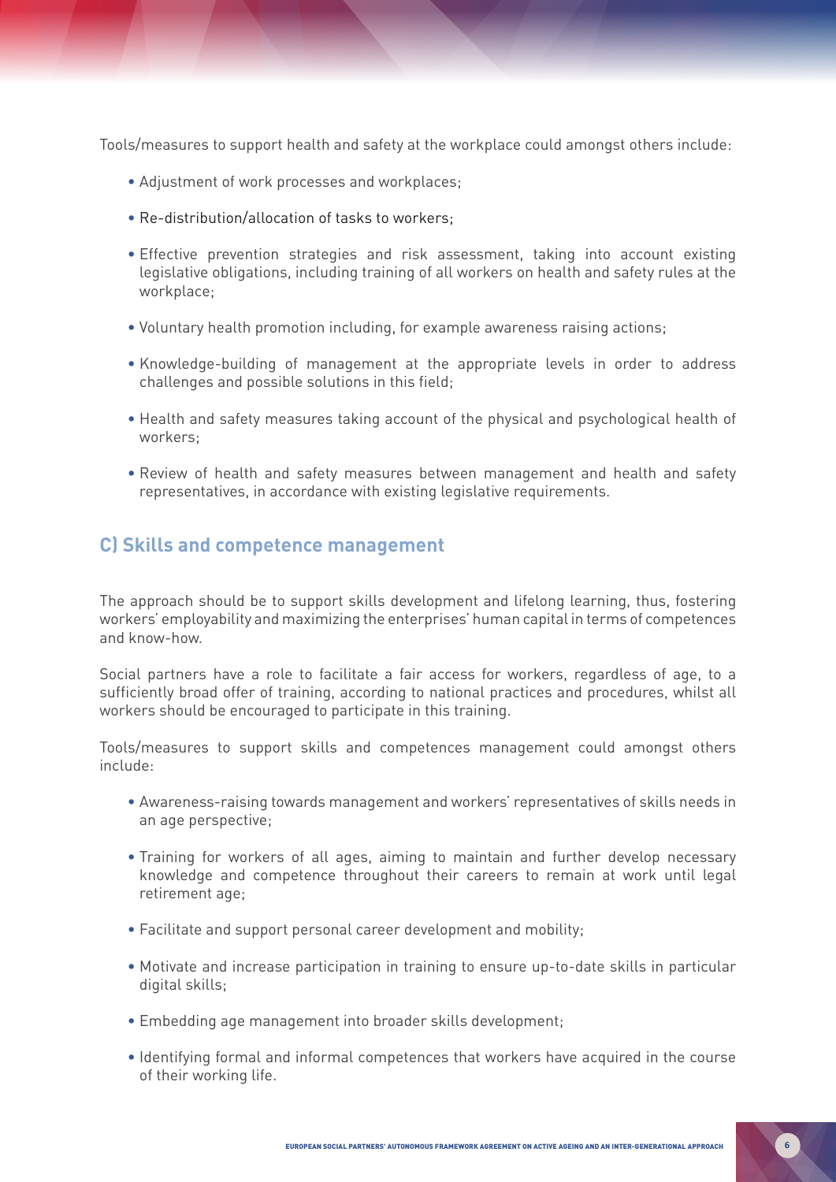Tools/measures to support health and safety at the workplace could amongst others include:

- Adjustment of work processes and workplaces;
- Re-distribution/allocation of tasks to workers;
- Effective prevention strategies and risk assessment, taking into account existing legislative obligations, including training of all workers on health and safety rules at the workplace;
- Voluntary health promotion including, for example awareness raising actions;
- Knowledge-building of management at the appropriate levels in order to address challenges and possible solutions in this field;
- Health and safety measures taking account of the physical and psychological health of workers;
- Review of health and safety measures between management and health and safety representatives, in accordance with existing legislative requirements.

## C) Skills and competence management

The approach should be to support skills development and lifelong learning, thus, fostering workers' employability and maximizing the enterprises' human capital in terms of competences and know-how.

Social partners have a role to facilitate a fair access for workers, regardless of age, to a sufficiently broad offer of training, according to national practices and procedures, whilst all workers should be encouraged to participate in this training.

Tools/measures to support skills and competences management could amongst others include:

- Awareness-raising towards management and workers' representatives of skills needs in an age perspective;
- Training for workers of all ages, aiming to maintain and further develop necessary knowledge and competence throughout their careers to remain at work until legal retirement age;
- Facilitate and support personal career development and mobility;
- Motivate and increase participation in training to ensure up-to-date skills in particular digital skills;
- Embedding age management into broader skills development;
- Identifying formal and informal competences that workers have acquired in the course of their working life.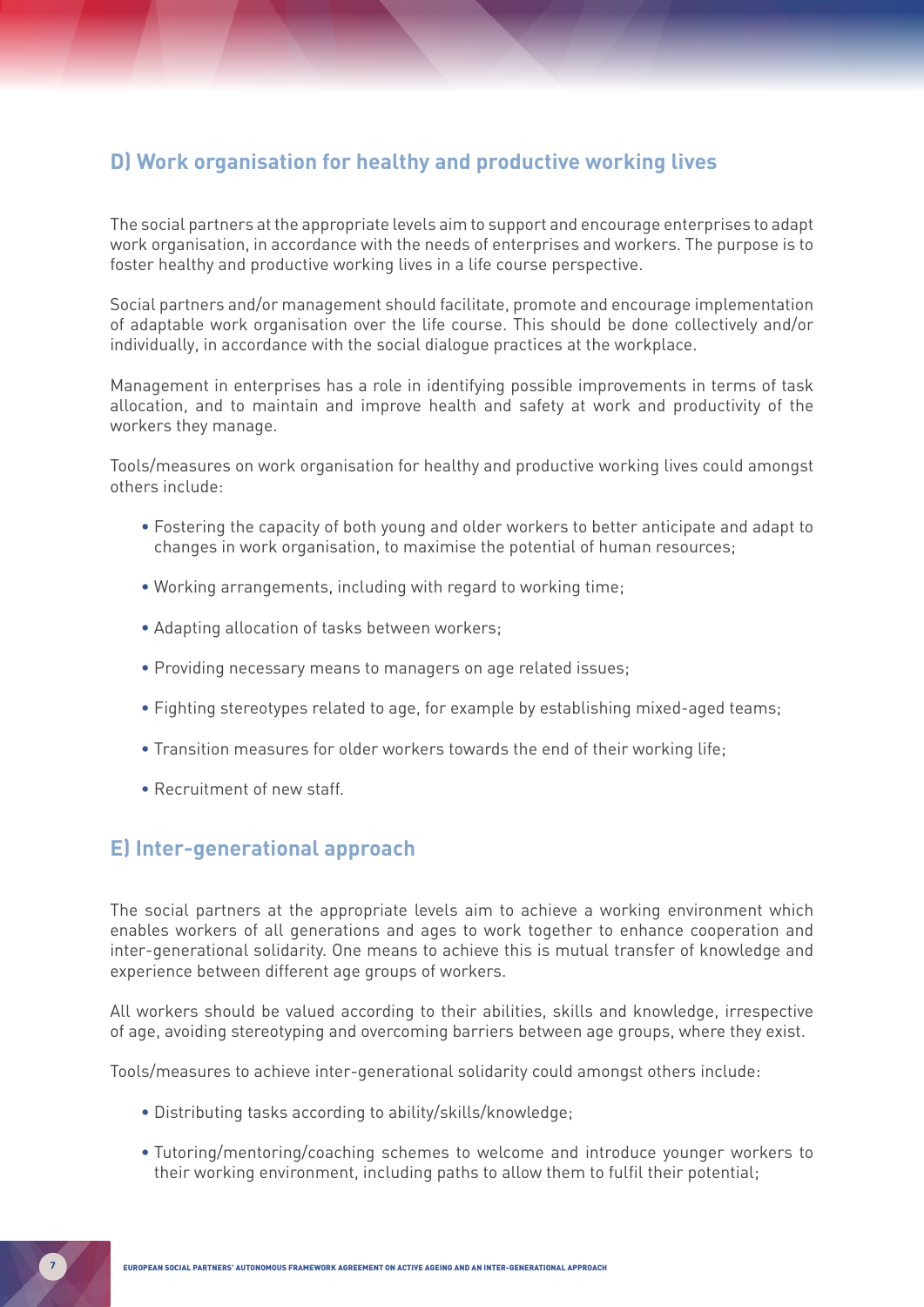## D) Work organisation for healthy and productive working lives

The social partners at the appropriate levels aim to support and encourage enterprises to adapt work organisation, in accordance with the needs of enterprises and workers. The purpose is to foster healthy and productive working lives in a life course perspective.

Social partners and/or management should facilitate, promote and encourage implementation of adaptable work organisation over the life course. This should be done collectively and/or individually, in accordance with the social dialogue practices at the workplace.

Management in enterprises has a role in identifying possible improvements in terms of task allocation, and to maintain and improve health and safety at work and productivity of the workers they manage.

Tools/measures on work organisation for healthy and productive working lives could amongst others include:

- Fostering the capacity of both young and older workers to better anticipate and adapt to changes in work organisation, to maximise the potential of human resources;
- Working arrangements, including with regard to working time;
- Adapting allocation of tasks between workers;
- Providing necessary means to managers on age related issues;
- Fighting stereotypes related to age, for example by establishing mixed-aged teams;
- Transition measures for older workers towards the end of their working life;
- Recruitment of new staff.

## E) Inter-generational approach

The social partners at the appropriate levels aim to achieve a working environment which enables workers of all generations and ages to work together to enhance cooperation and inter-generational solidarity. One means to achieve this is mutual transfer of knowledge and experience between different age groups of workers.

All workers should be valued according to their abilities, skills and knowledge, irrespective of age, avoiding stereotyping and overcoming barriers between age groups, where they exist.

Tools/measures to achieve inter-generational solidarity could amongst others include:

- Distributing tasks according to ability/skills/knowledge;
- Tutoring/mentoring/coaching schemes to welcome and introduce younger workers to their working environment, including paths to allow them to fulfil their potential;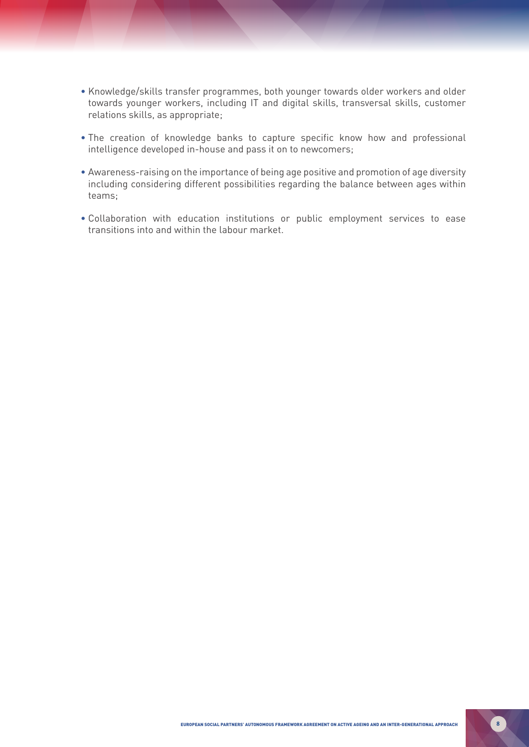- Knowledge/skills transfer programmes, both younger towards older workers and older towards younger workers, including IT and digital skills, transversal skills, customer relations skills, as appropriate;
- The creation of knowledge banks to capture specific know how and professional intelligence developed in-house and pass it on to newcomers;
- Awareness-raising on the importance of being age positive and promotion of age diversity including considering different possibilities regarding the balance between ages within teams;
- Collaboration with education institutions or public employment services to ease transitions into and within the labour market.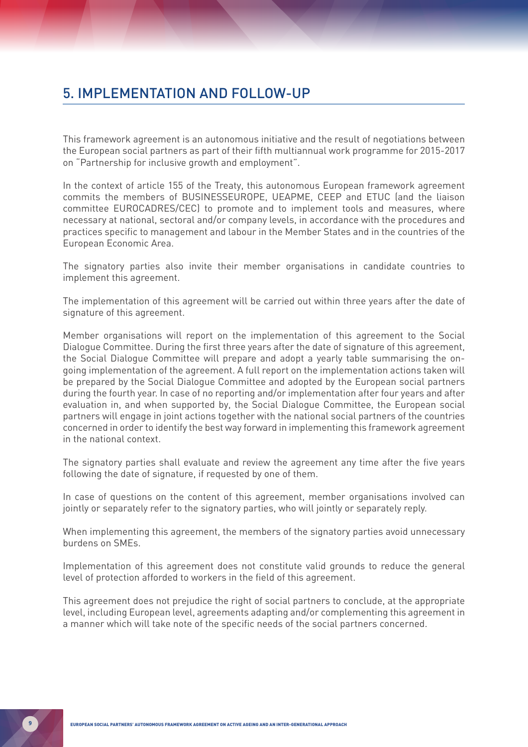## 5. IMPLEMENTATION AND FOLLOW-UP

This framework agreement is an autonomous initiative and the result of negotiations between the European social partners as part of their fifth multiannual work programme for 2015-2017 on "Partnership for inclusive growth and employment".

In the context of article 155 of the Treaty, this autonomous European framework agreement commits the members of BUSINESSEUROPE, UEAPME, CEEP and ETUC (and the liaison committee EUROCADRES/CEC) to promote and to implement tools and measures, where necessary at national, sectoral and/or company levels, in accordance with the procedures and practices specific to management and labour in the Member States and in the countries of the European Economic Area.

The signatory parties also invite their member organisations in candidate countries to implement this agreement.

The implementation of this agreement will be carried out within three years after the date of signature of this agreement.

Member organisations will report on the implementation of this agreement to the Social Dialogue Committee. During the first three years after the date of signature of this agreement, the Social Dialogue Committee will prepare and adopt a yearly table summarising the on-going implementation of the agreement. A full report on the implementation actions taken will be prepared by the Social Dialogue Committee and adopted by the European social partners during the fourth year. In case of no reporting and/or implementation after four years and after evaluation in, and when supported by, the Social Dialogue Committee, the European social partners will engage in joint actions together with the national social partners of the countries concerned in order to identify the best way forward in implementing this framework agreement in the national context.

The signatory parties shall evaluate and review the agreement any time after the five years following the date of signature, if requested by one of them.

In case of questions on the content of this agreement, member organisations involved can jointly or separately refer to the signatory parties, who will jointly or separately reply.

When implementing this agreement, the members of the signatory parties avoid unnecessary burdens on SMEs.

Implementation of this agreement does not constitute valid grounds to reduce the general level of protection afforded to workers in the field of this agreement.

This agreement does not prejudice the right of social partners to conclude, at the appropriate level, including European level, agreements adapting and/or complementing this agreement in a manner which will take note of the specific needs of the social partners concerned.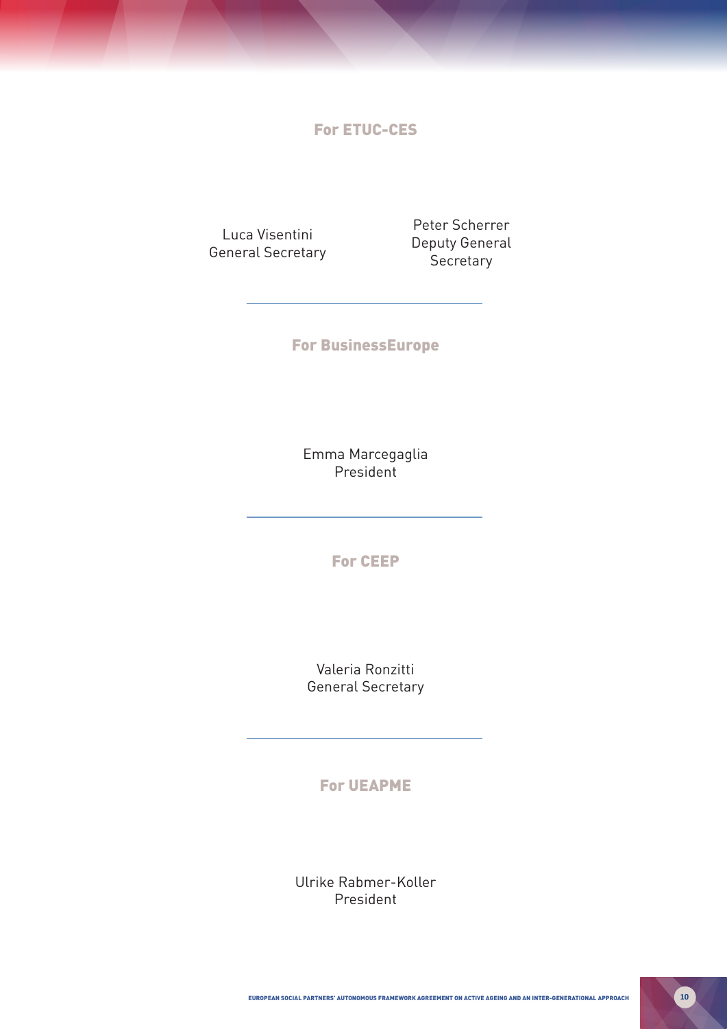**For ETUC-CES**

Luca Visentini
General Secretary

Peter Scherrer
Deputy General Secretary

---

**For BusinessEurope**

Emma Marcegaglia
President

---

**For CEEP**

Valeria Ronzitti
General Secretary

---

**For UEAPME**

Ulrike Rabmer-Koller
President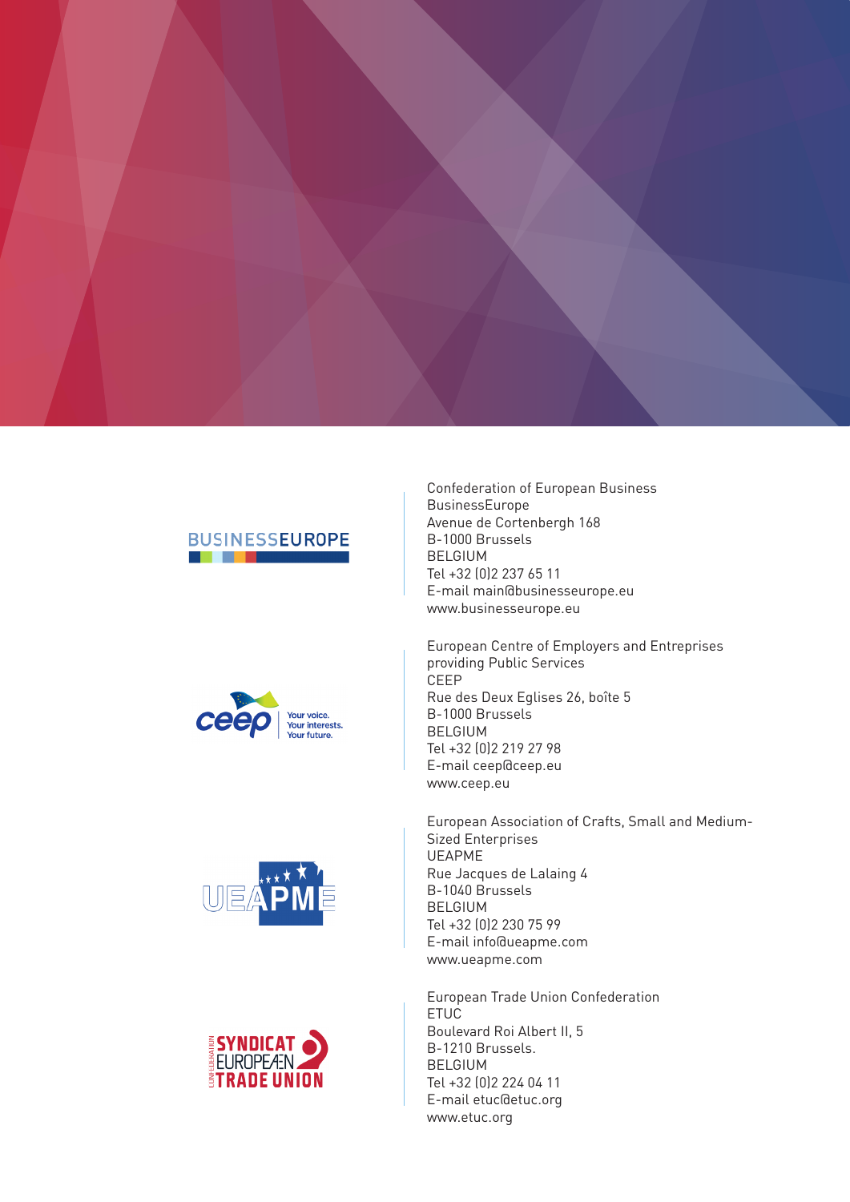BUSINESSEUROPE

Confederation of European Business
BusinessEurope
Avenue de Cortenbergh 168
B-1000 Brussels
BELGIUM
Tel +32 (0)2 237 65 11
E-mail main@businesseurope.eu
www.businesseurope.eu

ceep Your voice. Your interests. Your future.

European Centre of Employers and Entreprises providing Public Services
CEEP
Rue des Deux Eglises 26, boîte 5
B-1000 Brussels
BELGIUM
Tel +32 (0)2 219 27 98
E-mail ceep@ceep.eu
www.ceep.eu

UEAPME

European Association of Crafts, Small and Medium-Sized Enterprises
UEAPME
Rue Jacques de Lalaing 4
B-1040 Brussels
BELGIUM
Tel +32 (0)2 230 75 99
E-mail info@ueapme.com
www.ueapme.com

CONFEDERATION SYNDICAT EUROPEÆN TRADE UNION

European Trade Union Confederation
ETUC
Boulevard Roi Albert II, 5
B-1210 Brussels.
BELGIUM
Tel +32 (0)2 224 04 11
E-mail etuc@etuc.org
www.etuc.org